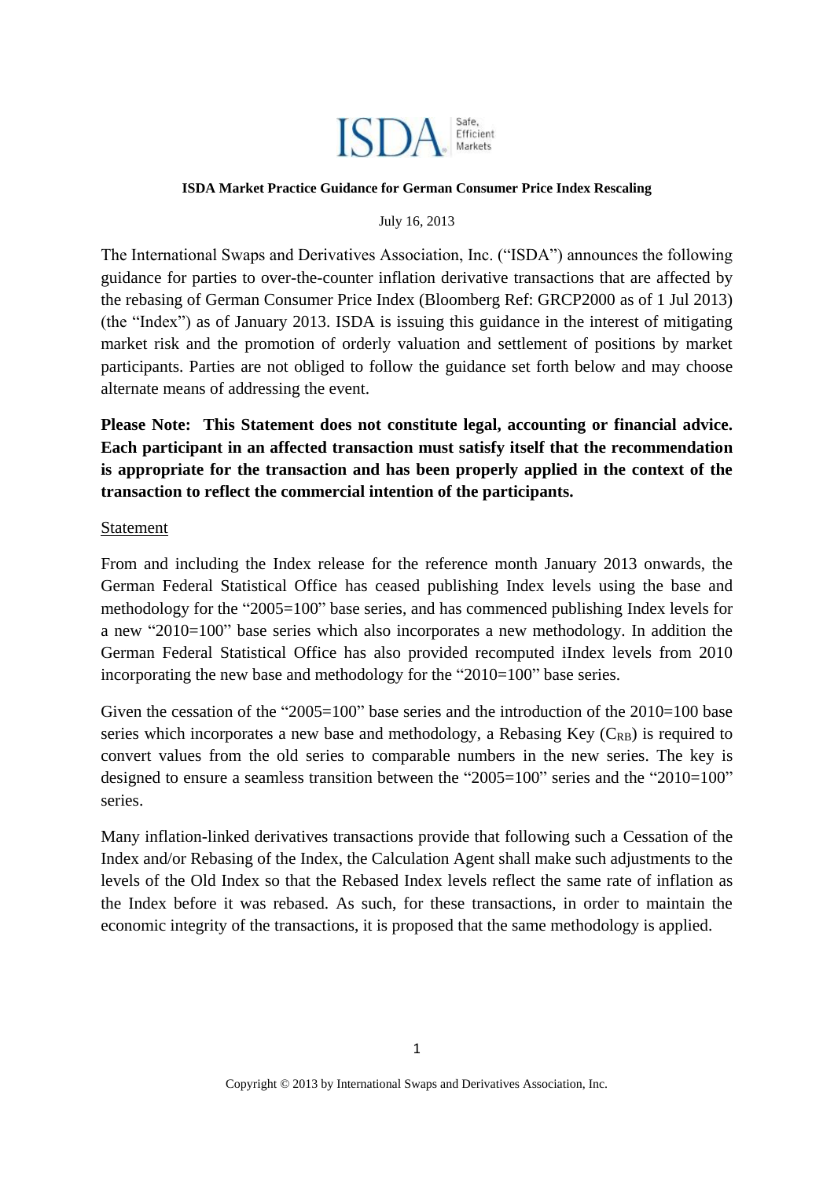**ISDA Market Practice Guidance for German Consumer Price Index Rescaling**

July 16, 2013

The International Swaps and Derivatives Association, Inc. ("ISDA") announces the following guidance for parties to over-the-counter inflation derivative transactions that are affected by the rebasing of German Consumer Price Index (Bloomberg Ref: GRCP2000 as of 1 Jul 2013) (the "Index") as of January 2013. ISDA is issuing this guidance in the interest of mitigating market risk and the promotion of orderly valuation and settlement of positions by market participants. Parties are not obliged to follow the guidance set forth below and may choose alternate means of addressing the event.

**Please Note: This Statement does not constitute legal, accounting or financial advice. Each participant in an affected transaction must satisfy itself that the recommendation is appropriate for the transaction and has been properly applied in the context of the transaction to reflect the commercial intention of the participants.**

Statement

From and including the Index release for the reference month January 2013 onwards, the German Federal Statistical Office has ceased publishing Index levels using the base and methodology for the "2005=100" base series, and has commenced publishing Index levels for a new "2010=100" base series which also incorporates a new methodology. In addition the German Federal Statistical Office has also provided recomputed iIndex levels from 2010 incorporating the new base and methodology for the "2010=100" base series.

Given the cessation of the "2005=100" base series and the introduction of the 2010=100 base series which incorporates a new base and methodology, a Rebasing Key ($C_{RB}$) is required to convert values from the old series to comparable numbers in the new series. The key is designed to ensure a seamless transition between the "2005=100" series and the "2010=100" series.

Many inflation-linked derivatives transactions provide that following such a Cessation of the Index and/or Rebasing of the Index, the Calculation Agent shall make such adjustments to the levels of the Old Index so that the Rebased Index levels reflect the same rate of inflation as the Index before it was rebased. As such, for these transactions, in order to maintain the economic integrity of the transactions, it is proposed that the same methodology is applied.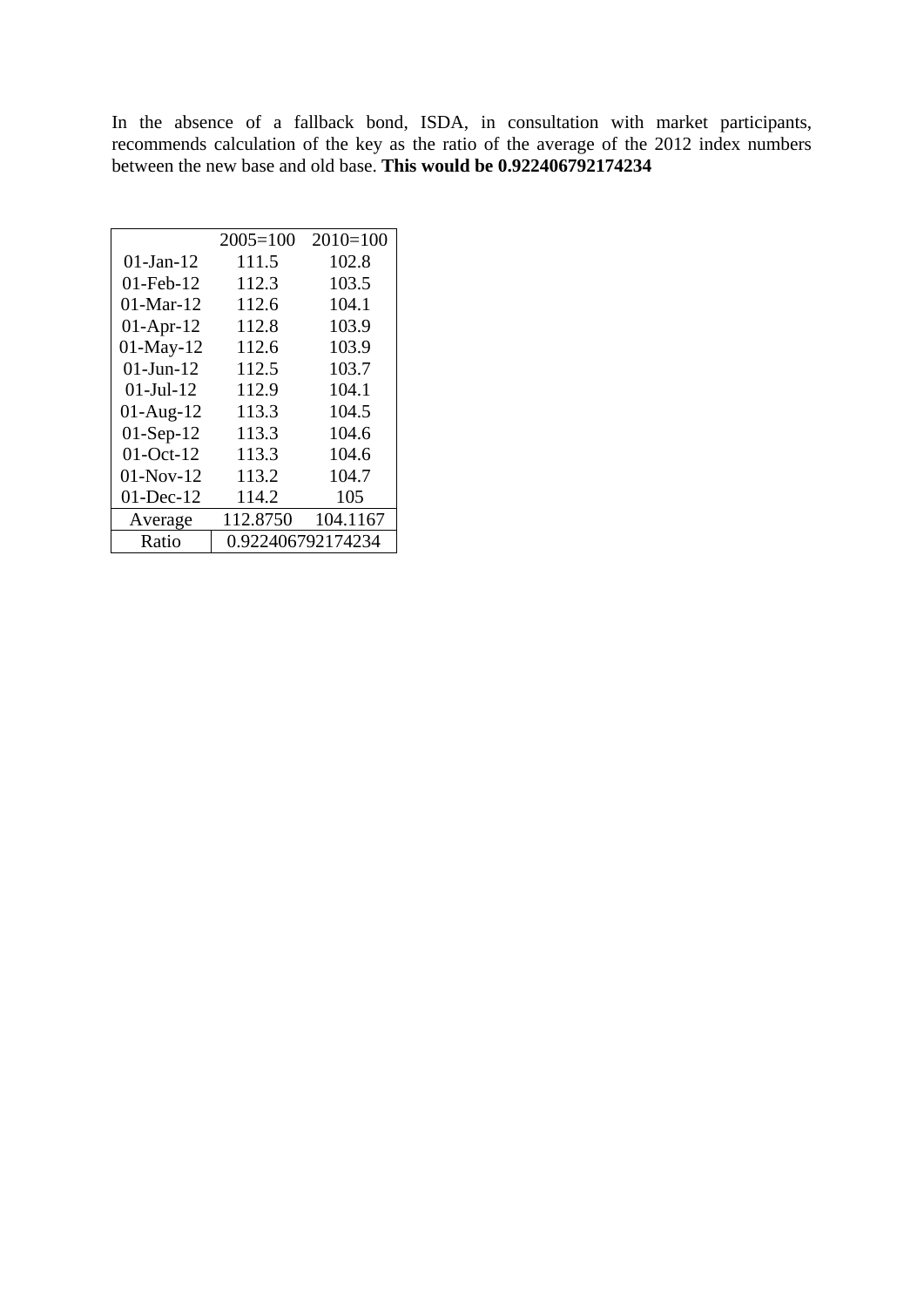In the absence of a fallback bond, ISDA, in consultation with market participants, recommends calculation of the key as the ratio of the average of the 2012 index numbers between the new base and old base. **This would be 0.922406792174234**

| | 2005=100 | 2010=100 |
|---|---|---|
| 01-Jan-12 | 111.5 | 102.8 |
| 01-Feb-12 | 112.3 | 103.5 |
| 01-Mar-12 | 112.6 | 104.1 |
| 01-Apr-12 | 112.8 | 103.9 |
| 01-May-12 | 112.6 | 103.9 |
| 01-Jun-12 | 112.5 | 103.7 |
| 01-Jul-12 | 112.9 | 104.1 |
| 01-Aug-12 | 113.3 | 104.5 |
| 01-Sep-12 | 113.3 | 104.6 |
| 01-Oct-12 | 113.3 | 104.6 |
| 01-Nov-12 | 113.2 | 104.7 |
| 01-Dec-12 | 114.2 | 105 |
| Average | 112.8750 | 104.1167 |
| Ratio | 0.922406792174234 | |